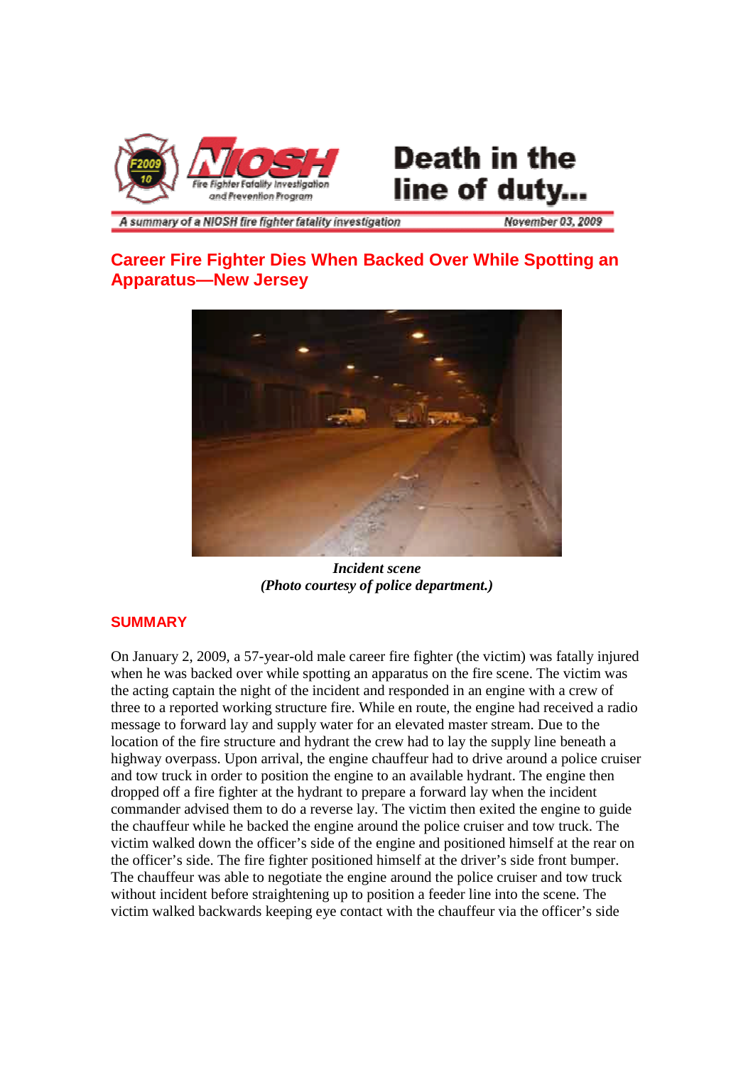F2009-10 NIOSH Fire Fighter Fatality Investigation and Prevention Program

# Death in the line of duty...

*A summary of a NIOSH fire fighter fatality investigation* November 03, 2009

## Career Fire Fighter Dies When Backed Over While Spotting an Apparatus—New Jersey

***Incident scene***
***(Photo courtesy of police department.)***

## SUMMARY

On January 2, 2009, a 57-year-old male career fire fighter (the victim) was fatally injured when he was backed over while spotting an apparatus on the fire scene. The victim was the acting captain the night of the incident and responded in an engine with a crew of three to a reported working structure fire. While en route, the engine had received a radio message to forward lay and supply water for an elevated master stream. Due to the location of the fire structure and hydrant the crew had to lay the supply line beneath a highway overpass. Upon arrival, the engine chauffeur had to drive around a police cruiser and tow truck in order to position the engine to an available hydrant. The engine then dropped off a fire fighter at the hydrant to prepare a forward lay when the incident commander advised them to do a reverse lay. The victim then exited the engine to guide the chauffeur while he backed the engine around the police cruiser and tow truck. The victim walked down the officer's side of the engine and positioned himself at the rear on the officer's side. The fire fighter positioned himself at the driver's side front bumper. The chauffeur was able to negotiate the engine around the police cruiser and tow truck without incident before straightening up to position a feeder line into the scene. The victim walked backwards keeping eye contact with the chauffeur via the officer's side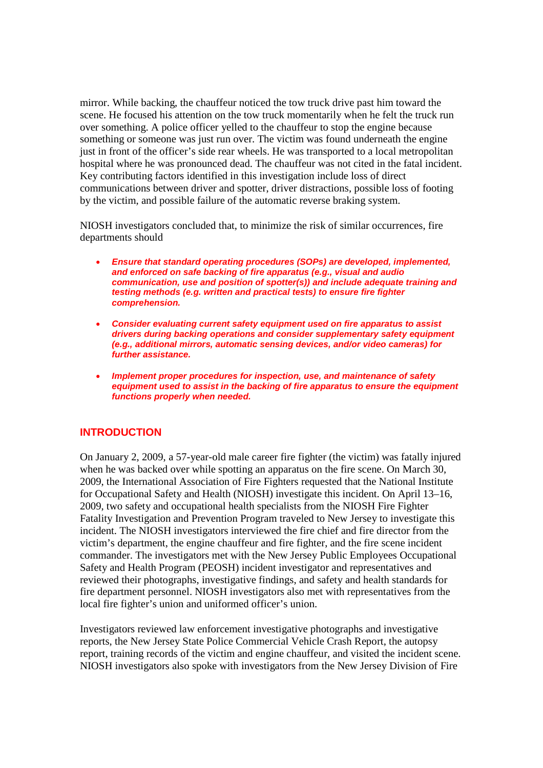mirror. While backing, the chauffeur noticed the tow truck drive past him toward the scene. He focused his attention on the tow truck momentarily when he felt the truck run over something. A police officer yelled to the chauffeur to stop the engine because something or someone was just run over. The victim was found underneath the engine just in front of the officer's side rear wheels. He was transported to a local metropolitan hospital where he was pronounced dead. The chauffeur was not cited in the fatal incident. Key contributing factors identified in this investigation include loss of direct communications between driver and spotter, driver distractions, possible loss of footing by the victim, and possible failure of the automatic reverse braking system.

NIOSH investigators concluded that, to minimize the risk of similar occurrences, fire departments should

- ***Ensure that standard operating procedures (SOPs) are developed, implemented, and enforced on safe backing of fire apparatus (e.g., visual and audio communication, use and position of spotter(s)) and include adequate training and testing methods (e.g. written and practical tests) to ensure fire fighter comprehension.***
- ***Consider evaluating current safety equipment used on fire apparatus to assist drivers during backing operations and consider supplementary safety equipment (e.g., additional mirrors, automatic sensing devices, and/or video cameras) for further assistance.***
- ***Implement proper procedures for inspection, use, and maintenance of safety equipment used to assist in the backing of fire apparatus to ensure the equipment functions properly when needed.***

## INTRODUCTION

On January 2, 2009, a 57-year-old male career fire fighter (the victim) was fatally injured when he was backed over while spotting an apparatus on the fire scene. On March 30, 2009, the International Association of Fire Fighters requested that the National Institute for Occupational Safety and Health (NIOSH) investigate this incident. On April 13–16, 2009, two safety and occupational health specialists from the NIOSH Fire Fighter Fatality Investigation and Prevention Program traveled to New Jersey to investigate this incident. The NIOSH investigators interviewed the fire chief and fire director from the victim's department, the engine chauffeur and fire fighter, and the fire scene incident commander. The investigators met with the New Jersey Public Employees Occupational Safety and Health Program (PEOSH) incident investigator and representatives and reviewed their photographs, investigative findings, and safety and health standards for fire department personnel. NIOSH investigators also met with representatives from the local fire fighter's union and uniformed officer's union.

Investigators reviewed law enforcement investigative photographs and investigative reports, the New Jersey State Police Commercial Vehicle Crash Report, the autopsy report, training records of the victim and engine chauffeur, and visited the incident scene. NIOSH investigators also spoke with investigators from the New Jersey Division of Fire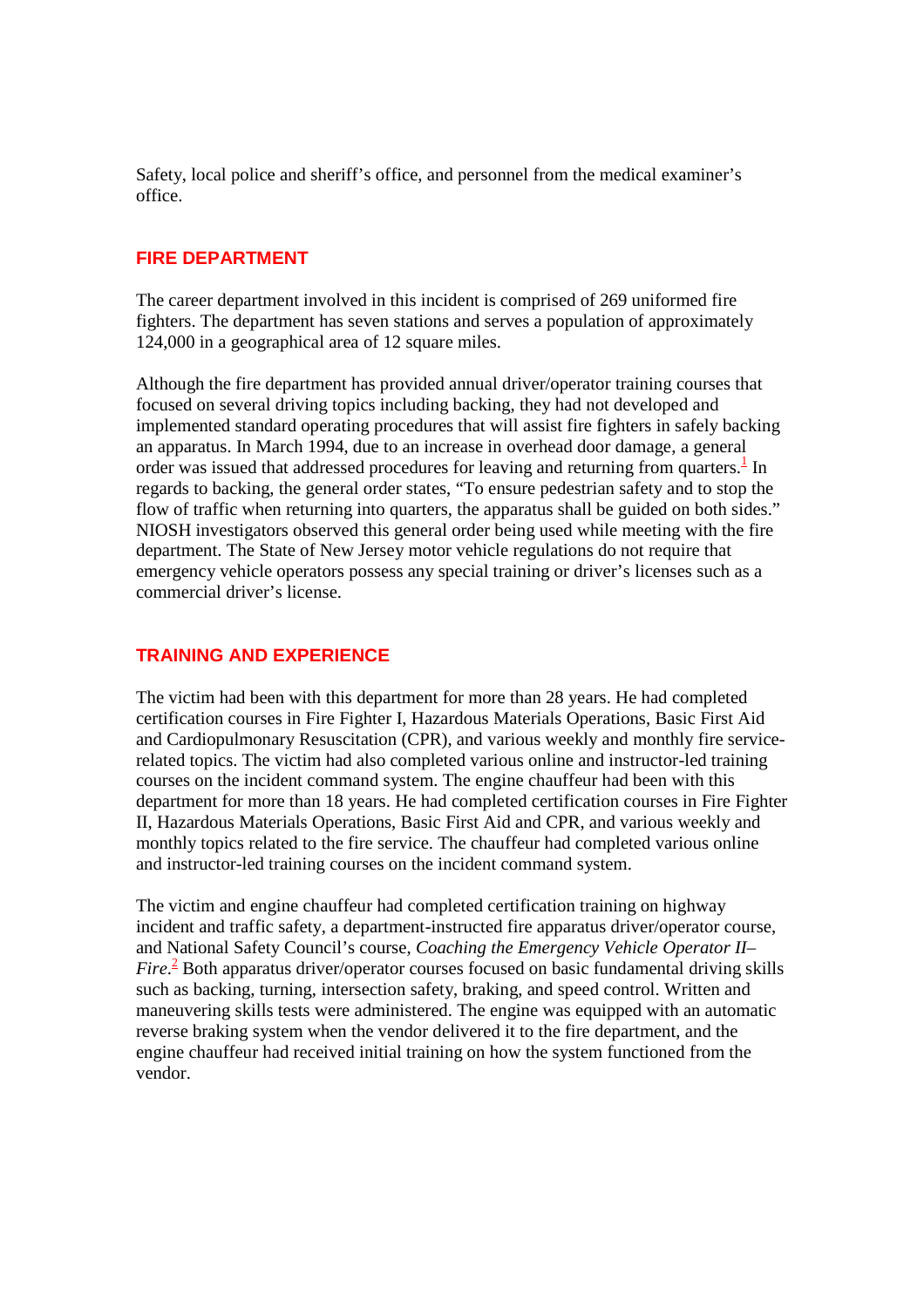Safety, local police and sheriff's office, and personnel from the medical examiner's office.

## FIRE DEPARTMENT

The career department involved in this incident is comprised of 269 uniformed fire fighters. The department has seven stations and serves a population of approximately 124,000 in a geographical area of 12 square miles.

Although the fire department has provided annual driver/operator training courses that focused on several driving topics including backing, they had not developed and implemented standard operating procedures that will assist fire fighters in safely backing an apparatus. In March 1994, due to an increase in overhead door damage, a general order was issued that addressed procedures for leaving and returning from quarters.[1] In regards to backing, the general order states, "To ensure pedestrian safety and to stop the flow of traffic when returning into quarters, the apparatus shall be guided on both sides." NIOSH investigators observed this general order being used while meeting with the fire department. The State of New Jersey motor vehicle regulations do not require that emergency vehicle operators possess any special training or driver's licenses such as a commercial driver's license.

## TRAINING AND EXPERIENCE

The victim had been with this department for more than 28 years. He had completed certification courses in Fire Fighter I, Hazardous Materials Operations, Basic First Aid and Cardiopulmonary Resuscitation (CPR), and various weekly and monthly fire service-related topics. The victim had also completed various online and instructor-led training courses on the incident command system. The engine chauffeur had been with this department for more than 18 years. He had completed certification courses in Fire Fighter II, Hazardous Materials Operations, Basic First Aid and CPR, and various weekly and monthly topics related to the fire service. The chauffeur had completed various online and instructor-led training courses on the incident command system.

The victim and engine chauffeur had completed certification training on highway incident and traffic safety, a department-instructed fire apparatus driver/operator course, and National Safety Council's course, *Coaching the Emergency Vehicle Operator II–Fire*.[2] Both apparatus driver/operator courses focused on basic fundamental driving skills such as backing, turning, intersection safety, braking, and speed control. Written and maneuvering skills tests were administered. The engine was equipped with an automatic reverse braking system when the vendor delivered it to the fire department, and the engine chauffeur had received initial training on how the system functioned from the vendor.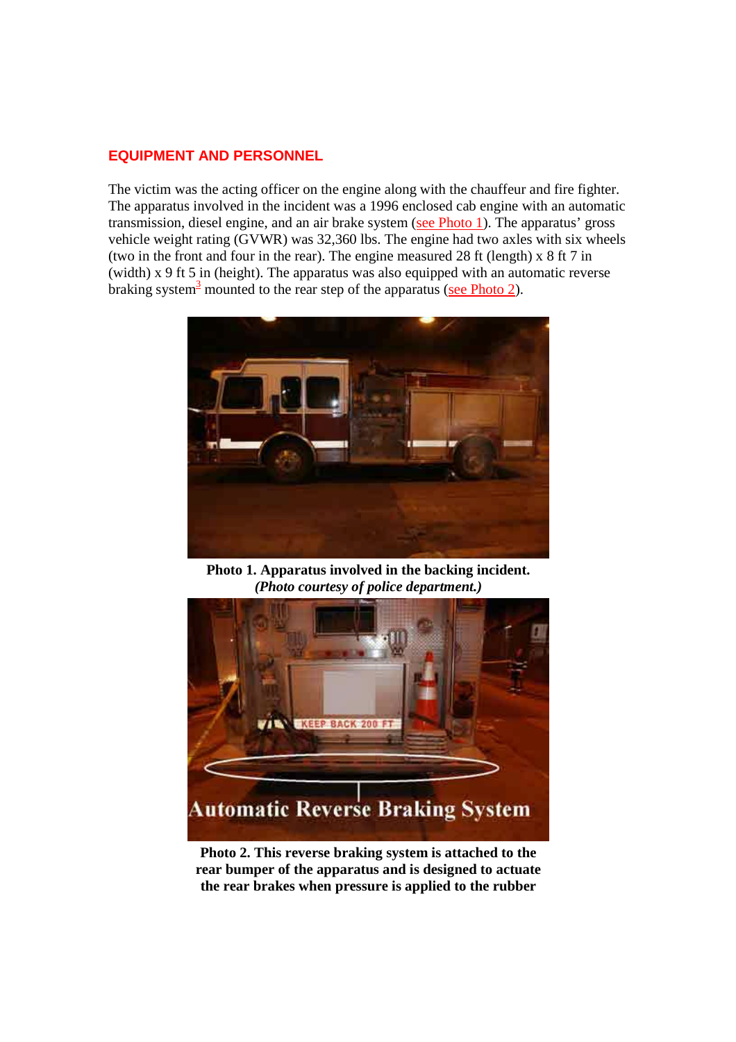## EQUIPMENT AND PERSONNEL

The victim was the acting officer on the engine along with the chauffeur and fire fighter. The apparatus involved in the incident was a 1996 enclosed cab engine with an automatic transmission, diesel engine, and an air brake system (see Photo 1). The apparatus' gross vehicle weight rating (GVWR) was 32,360 lbs. The engine had two axles with six wheels (two in the front and four in the rear). The engine measured 28 ft (length) x 8 ft 7 in (width) x 9 ft 5 in (height). The apparatus was also equipped with an automatic reverse braking system[3] mounted to the rear step of the apparatus (see Photo 2).

**Photo 1. Apparatus involved in the backing incident.**
***(Photo courtesy of police department.)***

**Photo 2. This reverse braking system is attached to the rear bumper of the apparatus and is designed to actuate the rear brakes when pressure is applied to the rubber**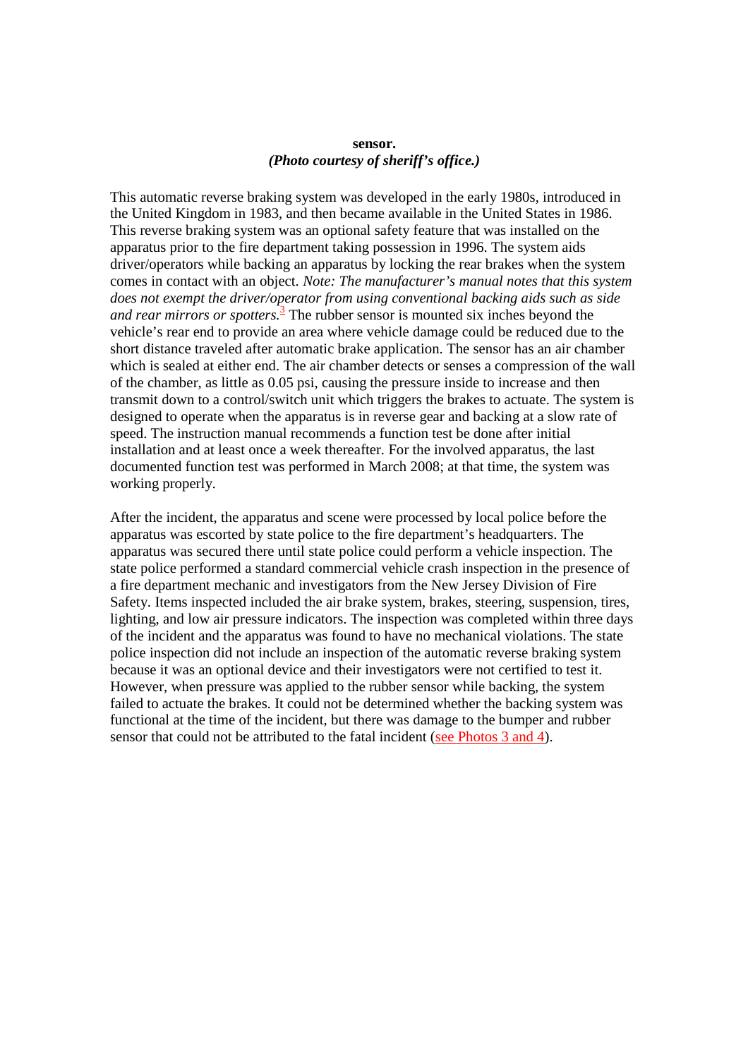**sensor.**
***(Photo courtesy of sheriff's office.)***

This automatic reverse braking system was developed in the early 1980s, introduced in the United Kingdom in 1983, and then became available in the United States in 1986. This reverse braking system was an optional safety feature that was installed on the apparatus prior to the fire department taking possession in 1996. The system aids driver/operators while backing an apparatus by locking the rear brakes when the system comes in contact with an object. *Note: The manufacturer's manual notes that this system does not exempt the driver/operator from using conventional backing aids such as side and rear mirrors or spotters.*[3] The rubber sensor is mounted six inches beyond the vehicle's rear end to provide an area where vehicle damage could be reduced due to the short distance traveled after automatic brake application. The sensor has an air chamber which is sealed at either end. The air chamber detects or senses a compression of the wall of the chamber, as little as 0.05 psi, causing the pressure inside to increase and then transmit down to a control/switch unit which triggers the brakes to actuate. The system is designed to operate when the apparatus is in reverse gear and backing at a slow rate of speed. The instruction manual recommends a function test be done after initial installation and at least once a week thereafter. For the involved apparatus, the last documented function test was performed in March 2008; at that time, the system was working properly.

After the incident, the apparatus and scene were processed by local police before the apparatus was escorted by state police to the fire department's headquarters. The apparatus was secured there until state police could perform a vehicle inspection. The state police performed a standard commercial vehicle crash inspection in the presence of a fire department mechanic and investigators from the New Jersey Division of Fire Safety. Items inspected included the air brake system, brakes, steering, suspension, tires, lighting, and low air pressure indicators. The inspection was completed within three days of the incident and the apparatus was found to have no mechanical violations. The state police inspection did not include an inspection of the automatic reverse braking system because it was an optional device and their investigators were not certified to test it. However, when pressure was applied to the rubber sensor while backing, the system failed to actuate the brakes. It could not be determined whether the backing system was functional at the time of the incident, but there was damage to the bumper and rubber sensor that could not be attributed to the fatal incident (see Photos 3 and 4).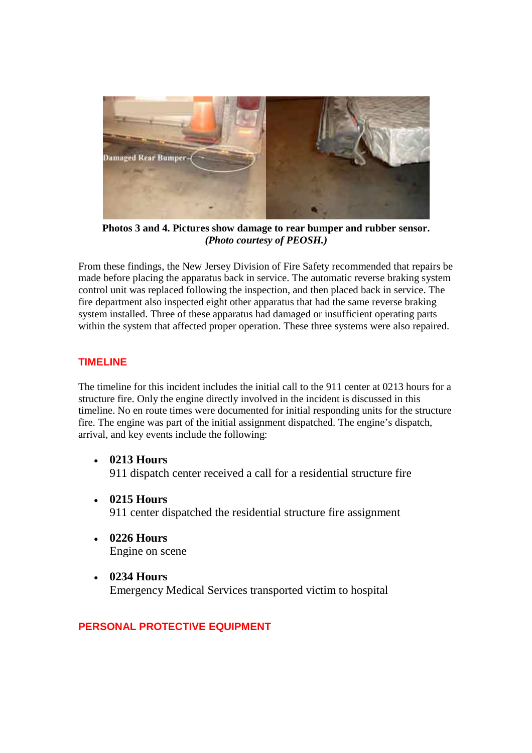**Photos 3 and 4. Pictures show damage to rear bumper and rubber sensor.**
***(Photo courtesy of PEOSH.)***

From these findings, the New Jersey Division of Fire Safety recommended that repairs be made before placing the apparatus back in service. The automatic reverse braking system control unit was replaced following the inspection, and then placed back in service. The fire department also inspected eight other apparatus that had the same reverse braking system installed. Three of these apparatus had damaged or insufficient operating parts within the system that affected proper operation. These three systems were also repaired.

## TIMELINE

The timeline for this incident includes the initial call to the 911 center at 0213 hours for a structure fire. Only the engine directly involved in the incident is discussed in this timeline. No en route times were documented for initial responding units for the structure fire. The engine was part of the initial assignment dispatched. The engine's dispatch, arrival, and key events include the following:

- **0213 Hours**
  911 dispatch center received a call for a residential structure fire
- **0215 Hours**
  911 center dispatched the residential structure fire assignment
- **0226 Hours**
  Engine on scene
- **0234 Hours**
  Emergency Medical Services transported victim to hospital

## PERSONAL PROTECTIVE EQUIPMENT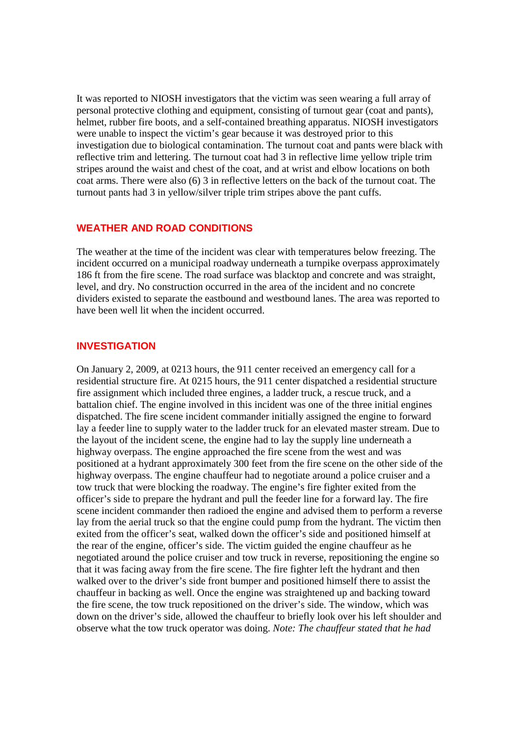It was reported to NIOSH investigators that the victim was seen wearing a full array of personal protective clothing and equipment, consisting of turnout gear (coat and pants), helmet, rubber fire boots, and a self-contained breathing apparatus. NIOSH investigators were unable to inspect the victim's gear because it was destroyed prior to this investigation due to biological contamination. The turnout coat and pants were black with reflective trim and lettering. The turnout coat had 3 in reflective lime yellow triple trim stripes around the waist and chest of the coat, and at wrist and elbow locations on both coat arms. There were also (6) 3 in reflective letters on the back of the turnout coat. The turnout pants had 3 in yellow/silver triple trim stripes above the pant cuffs.

## WEATHER AND ROAD CONDITIONS

The weather at the time of the incident was clear with temperatures below freezing. The incident occurred on a municipal roadway underneath a turnpike overpass approximately 186 ft from the fire scene. The road surface was blacktop and concrete and was straight, level, and dry. No construction occurred in the area of the incident and no concrete dividers existed to separate the eastbound and westbound lanes. The area was reported to have been well lit when the incident occurred.

## INVESTIGATION

On January 2, 2009, at 0213 hours, the 911 center received an emergency call for a residential structure fire. At 0215 hours, the 911 center dispatched a residential structure fire assignment which included three engines, a ladder truck, a rescue truck, and a battalion chief. The engine involved in this incident was one of the three initial engines dispatched. The fire scene incident commander initially assigned the engine to forward lay a feeder line to supply water to the ladder truck for an elevated master stream. Due to the layout of the incident scene, the engine had to lay the supply line underneath a highway overpass. The engine approached the fire scene from the west and was positioned at a hydrant approximately 300 feet from the fire scene on the other side of the highway overpass. The engine chauffeur had to negotiate around a police cruiser and a tow truck that were blocking the roadway. The engine's fire fighter exited from the officer's side to prepare the hydrant and pull the feeder line for a forward lay. The fire scene incident commander then radioed the engine and advised them to perform a reverse lay from the aerial truck so that the engine could pump from the hydrant. The victim then exited from the officer's seat, walked down the officer's side and positioned himself at the rear of the engine, officer's side. The victim guided the engine chauffeur as he negotiated around the police cruiser and tow truck in reverse, repositioning the engine so that it was facing away from the fire scene. The fire fighter left the hydrant and then walked over to the driver's side front bumper and positioned himself there to assist the chauffeur in backing as well. Once the engine was straightened up and backing toward the fire scene, the tow truck repositioned on the driver's side. The window, which was down on the driver's side, allowed the chauffeur to briefly look over his left shoulder and observe what the tow truck operator was doing. *Note: The chauffeur stated that he had*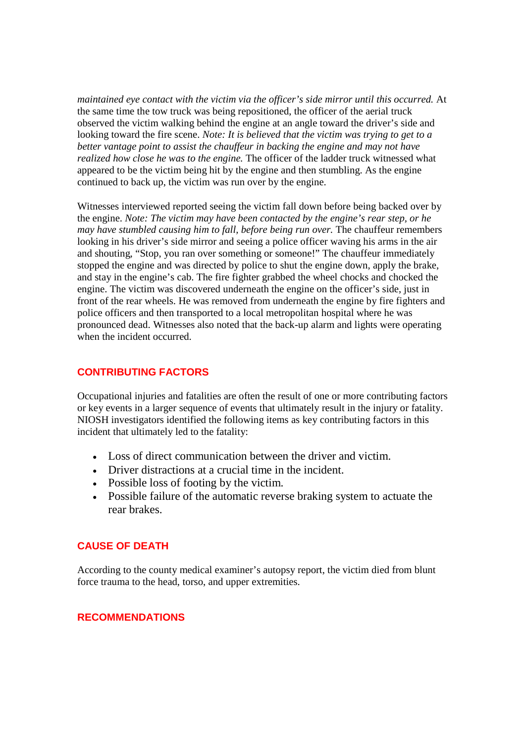*maintained eye contact with the victim via the officer's side mirror until this occurred.* At the same time the tow truck was being repositioned, the officer of the aerial truck observed the victim walking behind the engine at an angle toward the driver's side and looking toward the fire scene. *Note: It is believed that the victim was trying to get to a better vantage point to assist the chauffeur in backing the engine and may not have realized how close he was to the engine.* The officer of the ladder truck witnessed what appeared to be the victim being hit by the engine and then stumbling. As the engine continued to back up, the victim was run over by the engine.

Witnesses interviewed reported seeing the victim fall down before being backed over by the engine. *Note: The victim may have been contacted by the engine's rear step, or he may have stumbled causing him to fall, before being run over.* The chauffeur remembers looking in his driver's side mirror and seeing a police officer waving his arms in the air and shouting, "Stop, you ran over something or someone!" The chauffeur immediately stopped the engine and was directed by police to shut the engine down, apply the brake, and stay in the engine's cab. The fire fighter grabbed the wheel chocks and chocked the engine. The victim was discovered underneath the engine on the officer's side, just in front of the rear wheels. He was removed from underneath the engine by fire fighters and police officers and then transported to a local metropolitan hospital where he was pronounced dead. Witnesses also noted that the back-up alarm and lights were operating when the incident occurred.

## CONTRIBUTING FACTORS

Occupational injuries and fatalities are often the result of one or more contributing factors or key events in a larger sequence of events that ultimately result in the injury or fatality. NIOSH investigators identified the following items as key contributing factors in this incident that ultimately led to the fatality:

- Loss of direct communication between the driver and victim.
- Driver distractions at a crucial time in the incident.
- Possible loss of footing by the victim.
- Possible failure of the automatic reverse braking system to actuate the rear brakes.

## CAUSE OF DEATH

According to the county medical examiner's autopsy report, the victim died from blunt force trauma to the head, torso, and upper extremities.

## RECOMMENDATIONS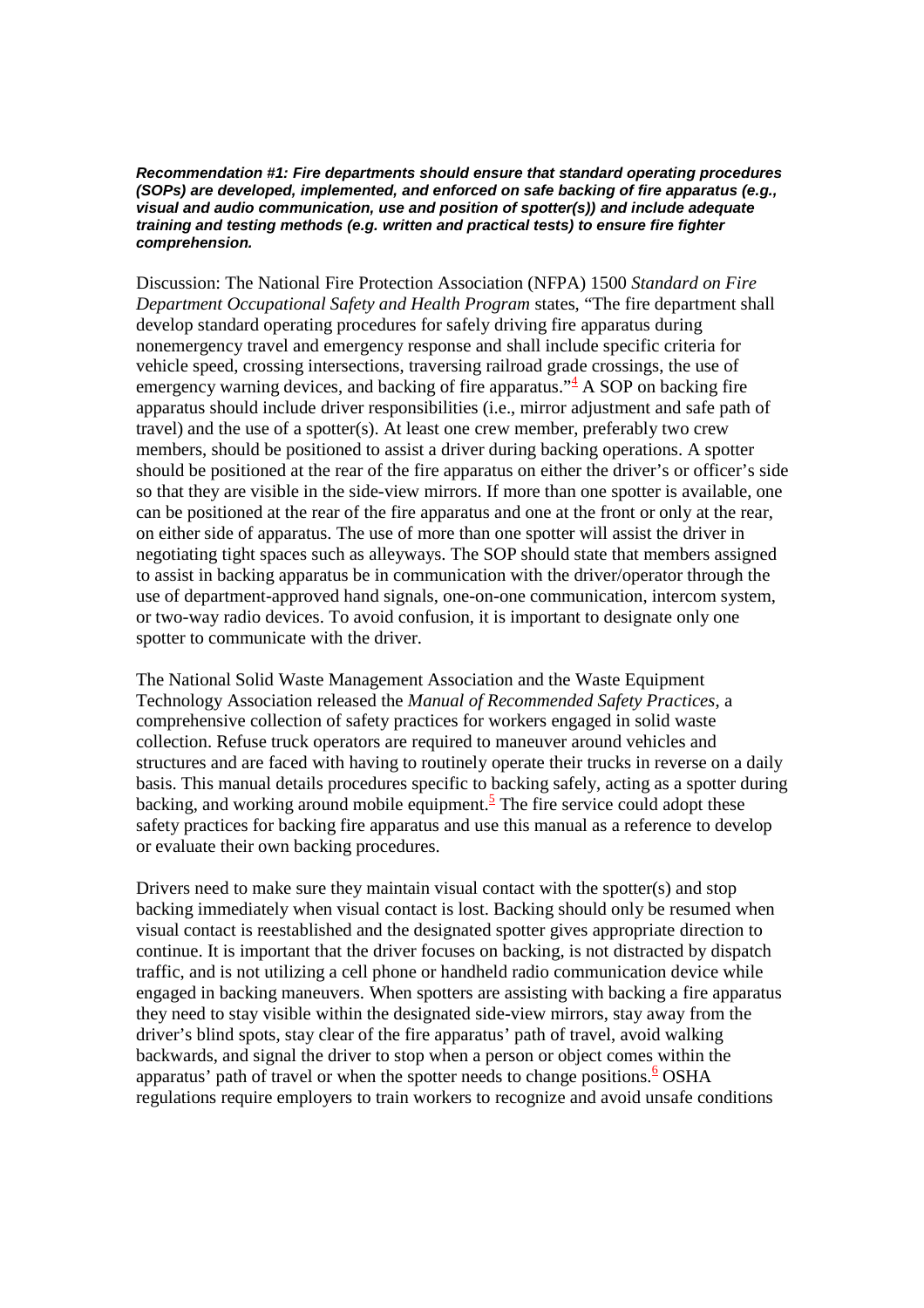***Recommendation #1: Fire departments should ensure that standard operating procedures (SOPs) are developed, implemented, and enforced on safe backing of fire apparatus (e.g., visual and audio communication, use and position of spotter(s)) and include adequate training and testing methods (e.g. written and practical tests) to ensure fire fighter comprehension.***

Discussion: The National Fire Protection Association (NFPA) 1500 *Standard on Fire Department Occupational Safety and Health Program* states, "The fire department shall develop standard operating procedures for safely driving fire apparatus during nonemergency travel and emergency response and shall include specific criteria for vehicle speed, crossing intersections, traversing railroad grade crossings, the use of emergency warning devices, and backing of fire apparatus."[4] A SOP on backing fire apparatus should include driver responsibilities (i.e., mirror adjustment and safe path of travel) and the use of a spotter(s). At least one crew member, preferably two crew members, should be positioned to assist a driver during backing operations. A spotter should be positioned at the rear of the fire apparatus on either the driver's or officer's side so that they are visible in the side-view mirrors. If more than one spotter is available, one can be positioned at the rear of the fire apparatus and one at the front or only at the rear, on either side of apparatus. The use of more than one spotter will assist the driver in negotiating tight spaces such as alleyways. The SOP should state that members assigned to assist in backing apparatus be in communication with the driver/operator through the use of department-approved hand signals, one-on-one communication, intercom system, or two-way radio devices. To avoid confusion, it is important to designate only one spotter to communicate with the driver.

The National Solid Waste Management Association and the Waste Equipment Technology Association released the *Manual of Recommended Safety Practices*, a comprehensive collection of safety practices for workers engaged in solid waste collection. Refuse truck operators are required to maneuver around vehicles and structures and are faced with having to routinely operate their trucks in reverse on a daily basis. This manual details procedures specific to backing safely, acting as a spotter during backing, and working around mobile equipment.[5] The fire service could adopt these safety practices for backing fire apparatus and use this manual as a reference to develop or evaluate their own backing procedures.

Drivers need to make sure they maintain visual contact with the spotter(s) and stop backing immediately when visual contact is lost. Backing should only be resumed when visual contact is reestablished and the designated spotter gives appropriate direction to continue. It is important that the driver focuses on backing, is not distracted by dispatch traffic, and is not utilizing a cell phone or handheld radio communication device while engaged in backing maneuvers. When spotters are assisting with backing a fire apparatus they need to stay visible within the designated side-view mirrors, stay away from the driver's blind spots, stay clear of the fire apparatus' path of travel, avoid walking backwards, and signal the driver to stop when a person or object comes within the apparatus' path of travel or when the spotter needs to change positions.[6] OSHA regulations require employers to train workers to recognize and avoid unsafe conditions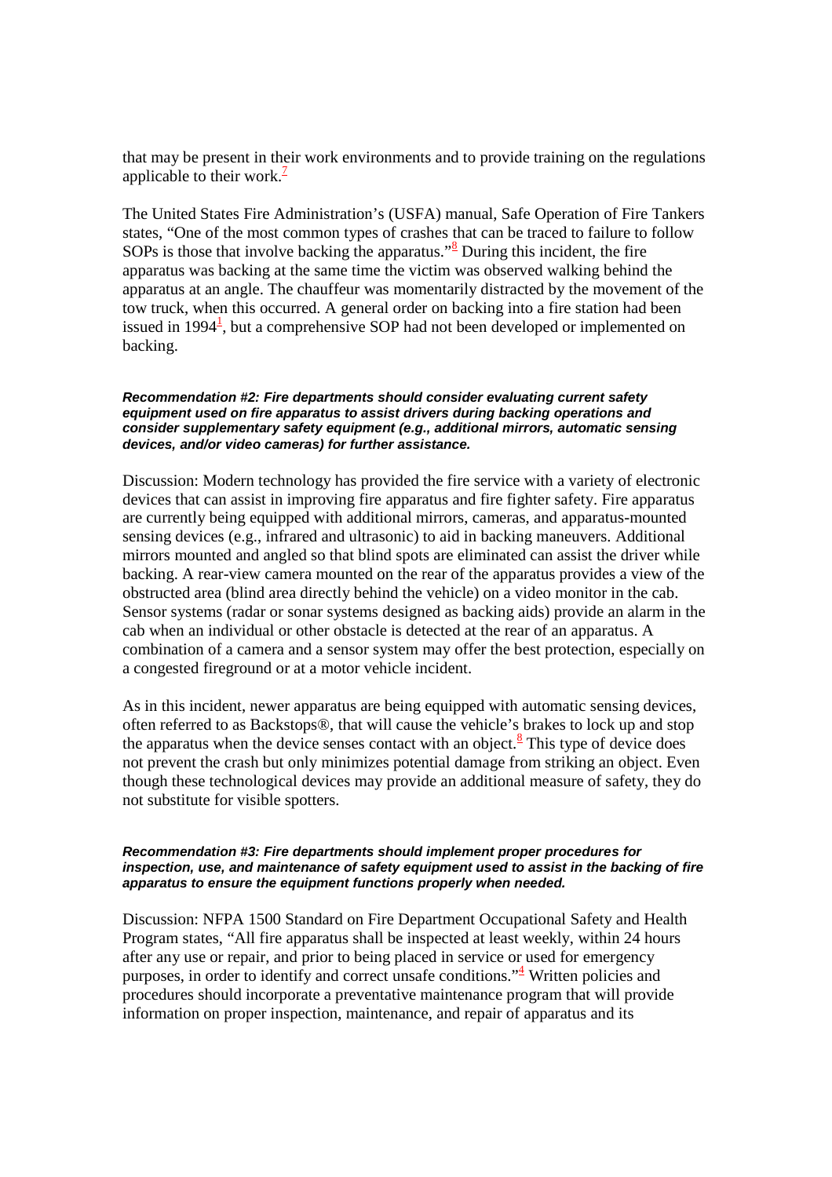that may be present in their work environments and to provide training on the regulations applicable to their work.[7]

The United States Fire Administration's (USFA) manual, Safe Operation of Fire Tankers states, "One of the most common types of crashes that can be traced to failure to follow SOPs is those that involve backing the apparatus."[8] During this incident, the fire apparatus was backing at the same time the victim was observed walking behind the apparatus at an angle. The chauffeur was momentarily distracted by the movement of the tow truck, when this occurred. A general order on backing into a fire station had been issued in 1994[1], but a comprehensive SOP had not been developed or implemented on backing.

***Recommendation #2: Fire departments should consider evaluating current safety equipment used on fire apparatus to assist drivers during backing operations and consider supplementary safety equipment (e.g., additional mirrors, automatic sensing devices, and/or video cameras) for further assistance.***

Discussion: Modern technology has provided the fire service with a variety of electronic devices that can assist in improving fire apparatus and fire fighter safety. Fire apparatus are currently being equipped with additional mirrors, cameras, and apparatus-mounted sensing devices (e.g., infrared and ultrasonic) to aid in backing maneuvers. Additional mirrors mounted and angled so that blind spots are eliminated can assist the driver while backing. A rear-view camera mounted on the rear of the apparatus provides a view of the obstructed area (blind area directly behind the vehicle) on a video monitor in the cab. Sensor systems (radar or sonar systems designed as backing aids) provide an alarm in the cab when an individual or other obstacle is detected at the rear of an apparatus. A combination of a camera and a sensor system may offer the best protection, especially on a congested fireground or at a motor vehicle incident.

As in this incident, newer apparatus are being equipped with automatic sensing devices, often referred to as Backstops®, that will cause the vehicle's brakes to lock up and stop the apparatus when the device senses contact with an object.[8] This type of device does not prevent the crash but only minimizes potential damage from striking an object. Even though these technological devices may provide an additional measure of safety, they do not substitute for visible spotters.

***Recommendation #3: Fire departments should implement proper procedures for inspection, use, and maintenance of safety equipment used to assist in the backing of fire apparatus to ensure the equipment functions properly when needed.***

Discussion: NFPA 1500 Standard on Fire Department Occupational Safety and Health Program states, "All fire apparatus shall be inspected at least weekly, within 24 hours after any use or repair, and prior to being placed in service or used for emergency purposes, in order to identify and correct unsafe conditions."[4] Written policies and procedures should incorporate a preventative maintenance program that will provide information on proper inspection, maintenance, and repair of apparatus and its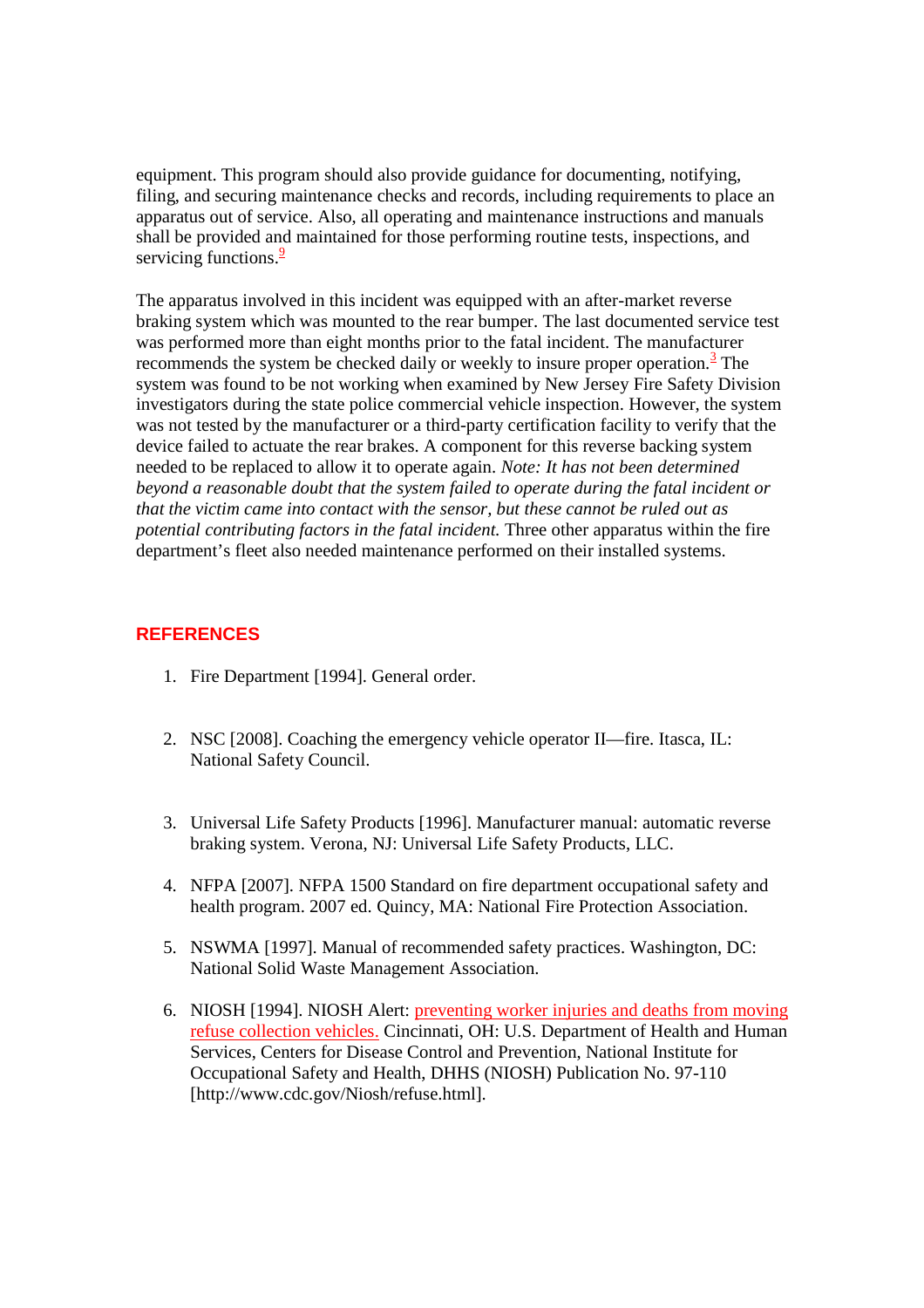equipment. This program should also provide guidance for documenting, notifying, filing, and securing maintenance checks and records, including requirements to place an apparatus out of service. Also, all operating and maintenance instructions and manuals shall be provided and maintained for those performing routine tests, inspections, and servicing functions.[9]

The apparatus involved in this incident was equipped with an after-market reverse braking system which was mounted to the rear bumper. The last documented service test was performed more than eight months prior to the fatal incident. The manufacturer recommends the system be checked daily or weekly to insure proper operation.[3] The system was found to be not working when examined by New Jersey Fire Safety Division investigators during the state police commercial vehicle inspection. However, the system was not tested by the manufacturer or a third-party certification facility to verify that the device failed to actuate the rear brakes. A component for this reverse backing system needed to be replaced to allow it to operate again. *Note: It has not been determined beyond a reasonable doubt that the system failed to operate during the fatal incident or that the victim came into contact with the sensor, but these cannot be ruled out as potential contributing factors in the fatal incident.* Three other apparatus within the fire department's fleet also needed maintenance performed on their installed systems.

## REFERENCES

1. Fire Department [1994]. General order.
2. NSC [2008]. Coaching the emergency vehicle operator II—fire. Itasca, IL: National Safety Council.
3. Universal Life Safety Products [1996]. Manufacturer manual: automatic reverse braking system. Verona, NJ: Universal Life Safety Products, LLC.
4. NFPA [2007]. NFPA 1500 Standard on fire department occupational safety and health program. 2007 ed. Quincy, MA: National Fire Protection Association.
5. NSWMA [1997]. Manual of recommended safety practices. Washington, DC: National Solid Waste Management Association.
6. NIOSH [1994]. NIOSH Alert: preventing worker injuries and deaths from moving refuse collection vehicles. Cincinnati, OH: U.S. Department of Health and Human Services, Centers for Disease Control and Prevention, National Institute for Occupational Safety and Health, DHHS (NIOSH) Publication No. 97-110 [http://www.cdc.gov/Niosh/refuse.html].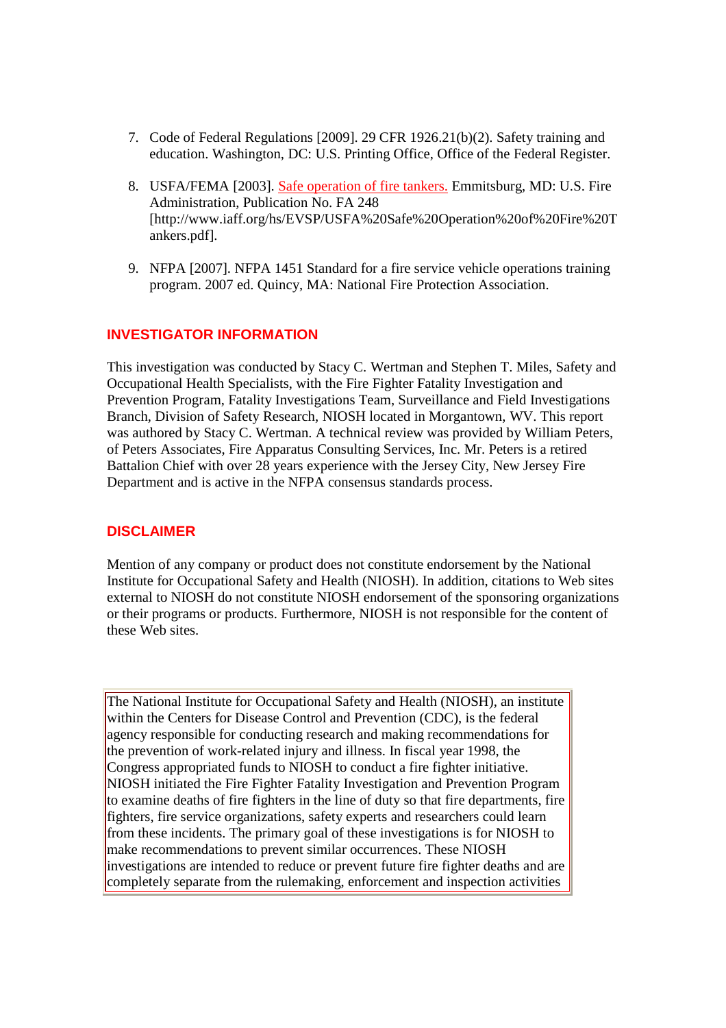7. Code of Federal Regulations [2009]. 29 CFR 1926.21(b)(2). Safety training and education. Washington, DC: U.S. Printing Office, Office of the Federal Register.

8. USFA/FEMA [2003]. Safe operation of fire tankers. Emmitsburg, MD: U.S. Fire Administration, Publication No. FA 248 [http://www.iaff.org/hs/EVSP/USFA%20Safe%20Operation%20of%20Fire%20Tankers.pdf].

9. NFPA [2007]. NFPA 1451 Standard for a fire service vehicle operations training program. 2007 ed. Quincy, MA: National Fire Protection Association.

## INVESTIGATOR INFORMATION

This investigation was conducted by Stacy C. Wertman and Stephen T. Miles, Safety and Occupational Health Specialists, with the Fire Fighter Fatality Investigation and Prevention Program, Fatality Investigations Team, Surveillance and Field Investigations Branch, Division of Safety Research, NIOSH located in Morgantown, WV. This report was authored by Stacy C. Wertman. A technical review was provided by William Peters, of Peters Associates, Fire Apparatus Consulting Services, Inc. Mr. Peters is a retired Battalion Chief with over 28 years experience with the Jersey City, New Jersey Fire Department and is active in the NFPA consensus standards process.

## DISCLAIMER

Mention of any company or product does not constitute endorsement by the National Institute for Occupational Safety and Health (NIOSH). In addition, citations to Web sites external to NIOSH do not constitute NIOSH endorsement of the sponsoring organizations or their programs or products. Furthermore, NIOSH is not responsible for the content of these Web sites.

The National Institute for Occupational Safety and Health (NIOSH), an institute within the Centers for Disease Control and Prevention (CDC), is the federal agency responsible for conducting research and making recommendations for the prevention of work-related injury and illness. In fiscal year 1998, the Congress appropriated funds to NIOSH to conduct a fire fighter initiative. NIOSH initiated the Fire Fighter Fatality Investigation and Prevention Program to examine deaths of fire fighters in the line of duty so that fire departments, fire fighters, fire service organizations, safety experts and researchers could learn from these incidents. The primary goal of these investigations is for NIOSH to make recommendations to prevent similar occurrences. These NIOSH investigations are intended to reduce or prevent future fire fighter deaths and are completely separate from the rulemaking, enforcement and inspection activities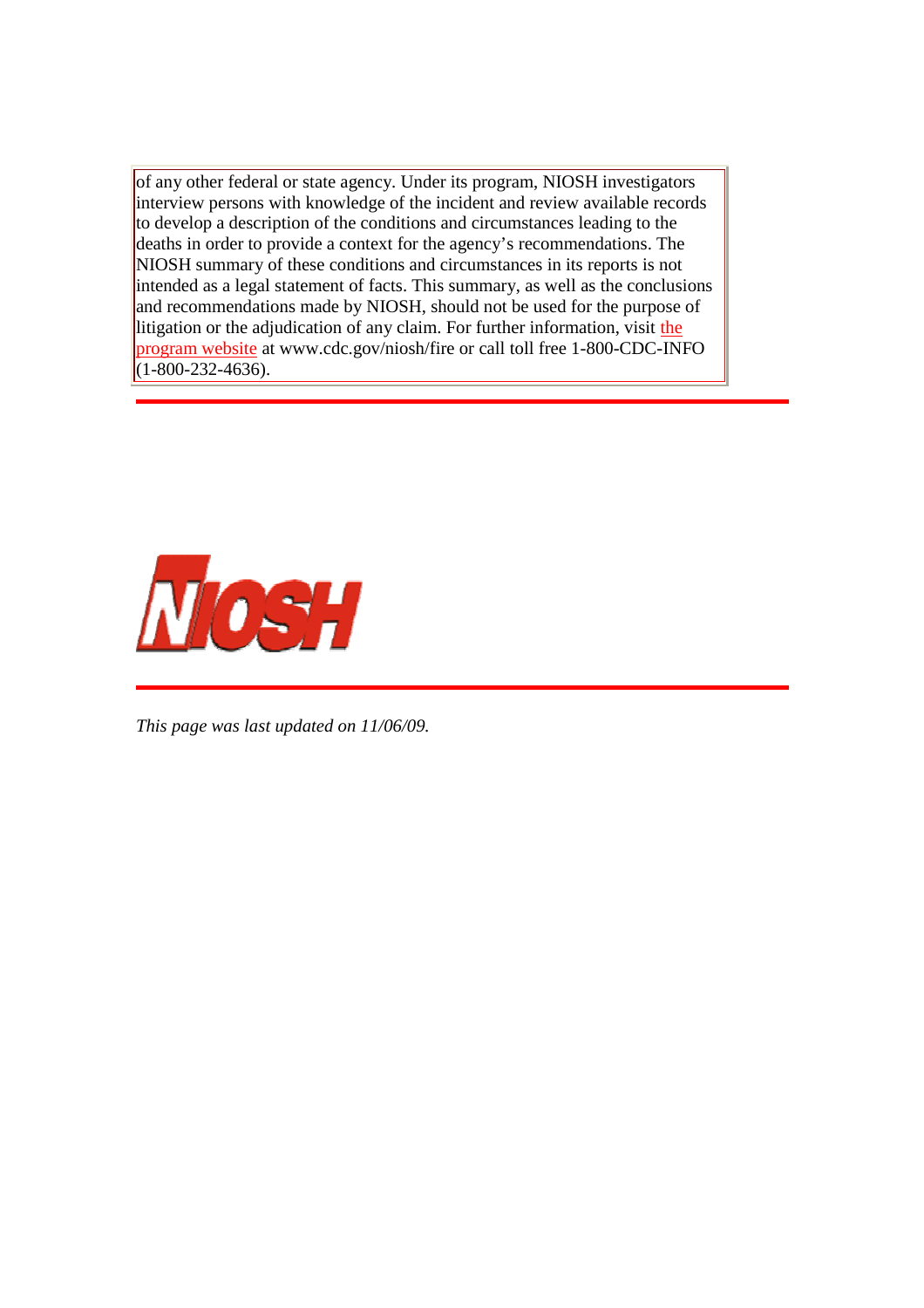of any other federal or state agency. Under its program, NIOSH investigators interview persons with knowledge of the incident and review available records to develop a description of the conditions and circumstances leading to the deaths in order to provide a context for the agency's recommendations. The NIOSH summary of these conditions and circumstances in its reports is not intended as a legal statement of facts. This summary, as well as the conclusions and recommendations made by NIOSH, should not be used for the purpose of litigation or the adjudication of any claim. For further information, visit the program website at www.cdc.gov/niosh/fire or call toll free 1-800-CDC-INFO (1-800-232-4636).

---

NIOSH

---

*This page was last updated on 11/06/09.*